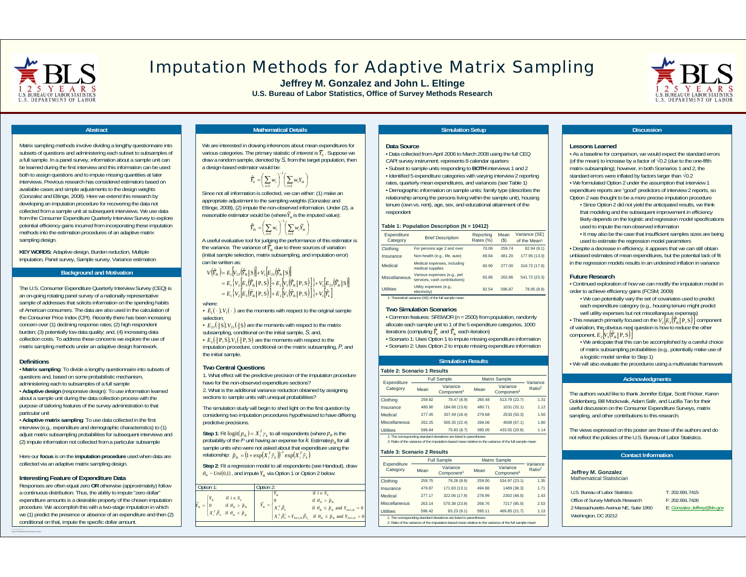# Imputation Methods for Adaptive Matrix Sampling

**Jeffrey M. Gonzalez and John L. Eltinge**

**U.S. Bureau of Labor Statistics, Office of Survey Methods Research**

## Abstract

Matrix sampling methods involve dividing a lengthy questionnaire into subsets of questions and administering each subset to subsamples of a full sample. In a panel survey, information about a sample unit can be learned during the first interview and this information can be used both to assign questions and to impute missing quantities at later interviews. Previous research has considered estimators based on available cases and simple adjustments to the design weights (Gonzalez and Eltinge, 2008). Here we extend this research by developing an imputation procedure for recovering the data not collected from a sample unit at subsequent interviews. We use data from the Consumer Expenditure Quarterly Interview Survey to explore potential efficiency gains incurred from incorporating these imputation methods into the estimation procedures of an adaptive matrix sampling design.

**KEY WORDS:** Adaptive design, Burden reduction, Multiple imputation, Panel survey, Sample survey, Variance estimation

## Background and Motivation

The U.S. Consumer Expenditure Quarterly Interview Survey (CEQ) is an on-going rotating panel survey of a nationally representative sample of addresses that solicits information on the spending habits of American consumers. The data are also used in the calculation of the Consumer Price Index (CPI). Recently there has been increasing concern over (1) declining response rates; (2) high respondent burden; (3) potentially low data quality; and, (4) increasing data collection costs. To address these concerns we explore the use of matrix sampling methods under an adaptive design framework.

### Definitions

- **Matrix sampling**: To divide a lengthy questionnaire into subsets of questions and, based on some probabilistic mechanism, administering each to subsamples of a full sample
- **Adaptive design** (responsive design): To use information learned about a sample unit during the data collection process with the purpose of tailoring features of the survey administration to that particular unit
- **Adaptive matrix sampling**: To use data collected in the first interview (e.g., expenditure and demographic characteristics) to (1) adjust matrix subsampling probabilities for subsequent interviews and (2) impute information not collected from a particular subsample

Here our **focus** is on the **imputation procedure** used when data are collected via an adaptive matrix sampling design.

### Interesting Feature of Expenditure Data

Responses are often equal zero **OR** otherwise (approximately) follow a continuous distribution. Thus, the ability to impute "zero dollar" expenditure amounts is a desirable property of the chosen imputation procedure. We accomplish this with a two-stage imputation in which we (1) predict the presence or absence of an expenditure and then (2) conditional on that, impute the specific dollar amount.

## Mathematical Details

We are interested in drawing inferences about mean expenditures for various categories. The primary statistic of interest is $\overline{Y}_k$. Suppose we draw a random sample, denoted by $S$, from the target population, then a design-based estimator would be:

$$\hat{\overline{Y}}_k = \left(\sum_{i \in S} w_i\right)^{-1}\left(\sum_{i \in S} w_i Y_{ik}\right)$$

Since not all information is collected, we can either: (1) make an appropriate adjustment to the sampling weights (Gonzalez and Eltinge, 2008), (2) impute the non-observed information. Under (2), a reasonable estimator would be (where $\tilde{Y}_{ik}$ is the imputed value):

$$\hat{\overline{Y}}_{ik} = \left(\sum_{i \in S} w_i\right)^{-1}\left(\sum_{i \in S} w_i \tilde{Y}_{ik}\right)$$

A useful evaluative tool for judging the performance of this estimator is the variance. The variance of $\hat{\overline{Y}}_{ik}$ due to three sources of variation (initial sample selection, matrix subsampling, and imputation error) can be written as:

$$\begin{aligned} V\left(\hat{\overline{Y}}_{ik}\right) &= E_1\left[V_{23}\left(\hat{\overline{Y}}_{ik}\,|\,S\right)\right] + V_1\left[E_{23}\left(\hat{\overline{Y}}_{ik}\,|\,S\right)\right] \\ &= E_1\left\{V_2\left[E_3\left(\hat{\overline{Y}}_{ik}\,|\,P,S\right)\right] + E_2\left[V_3\left(\hat{\overline{Y}}_{ik}\,|\,P,S\right)\right]\right\} + V_1\left[E_{23}\left(\hat{\overline{Y}}_{ik}\,|\,S\right)\right] \\ &= E_1\left\{V_2\left[E_3\left(\hat{\overline{Y}}_{ik}\,|\,P,S\right)\right] + E_2\left[V_3\left(\hat{\overline{Y}}_{ik}\,|\,P,S\right)\right]\right\} + V_1\left[\hat{\overline{Y}}_k\right] \end{aligned}$$

where:

- $E_1(\cdot), V_1(\cdot)$ are the moments with respect to the original sample selection;
- $E_{23}(\cdot\,|\,S), V_{23}(\cdot\,|\,S)$ are the moments with respect to the matrix subsampling, conditional on the initial sample, $S$; and,
- $E_3(\cdot\,|\,P,S), V_3(\cdot\,|\,P,S)$ are the moments with respect to the imputation procedure, conditional on the matrix subsampling, $P$, and the initial sample.

### Two Central Questions

1. What effect will the predictive precision of the imputation procedure have for the non-observed expenditure sections?
2. What is the additional variance reduction obtained by assigning sections to sample units with unequal probabilities?

The simulation study will begin to shed light on the first question by considering two imputation procedures hypothesized to have differing predictive precisions.

**Step 1**: Fit $\text{logit}(p_{ik}) = X_i^T \gamma_k$ to all respondents (where $p_{ik}$ is the probability of the i[th] unit having an expense for $k$. Estimate $p_{ik}$ for all sample units who were not asked about that expenditure using the relationship: $\hat{p}_{ik} = \left(1 + \exp\left(X_i^T \hat{\gamma}_k\right)\right)^{-1} \exp\left(X_i^T \hat{\gamma}_k\right)$

**Step 2**: Fit a regression model to all respondents (see Handout), draw $\theta_{ik} \sim Uni(0,1)$, and impute $Y_{ik}$ via Option 1 or Option 2 below:

| Option 1: | Option 2: |
|---|---|
| $\tilde{Y}_{ik} = \begin{cases} Y_{ik} & \text{if } i \in S_k \\ 0 & \text{if } \theta_{ik} > \hat{p}_{ik} \\ X_i^T \hat{\beta}_k & \text{if } \theta_{ik} < \hat{p}_{ik} \end{cases}$ | $\tilde{Y}_{ik} = \begin{cases} Y_{ik} & \text{if } i \in S_k \\ 0 & \text{if } \theta_{ik} > \hat{p}_{ik} \\ X_i^T \hat{\beta}_k & \text{if } \theta_{ik} \le \hat{p}_{ik} \text{ and } Y_{Int1,ik} = 0 \\ X_i^T \hat{\beta}_k^* + Y_{Int1,ik}\hat{\beta}_{Y_1} & \text{if } \theta_{ik} \le \hat{p}_{ik} \text{ and } Y_{Int1,ik} > 0 \end{cases}$ |

## Simulation Setup

### Data Source

- Data collected from April 2006 to March 2008 using the full CEQ CAPI survey instrument; represents 8 calendar quarters
- Subset to sample units responding to **BOTH** interviews 1 and 2
- Identified 5 expenditure categories with varying interview 2 reporting rates, quarterly mean expenditures, and variances (see Table 1)
- Demographic information on sample units: family type (describes the relationship among the persons living within the sample unit), housing tenure (own vs. rent), age, sex, and educational attainment of the respondent

**Table 1: Population Description (N = 10412)**

| Expenditure Category | Brief Description | Reporting Rates (%) | Mean ($) | Variance (SE) of the Mean[1] |
|---|---|---|---|---|
| Clothing | For persons age 2 and over | 70.06 | 259.74 | 82.94 (9.1) |
| Insurance | Non-health (e.g., life, auto) | 69.84 | 481.20 | 177.95 (13.3) |
| Medical | Medical expenses, including medical supplies | 60.90 | 277.00 | 318.72 (17.9) |
| Miscellaneous | Various expenses (e.g., pet services, cash contributions) | 65.86 | 262.86 | 541.72 (23.3) |
| Utilities | Utility expenses (e.g., electricity) | 92.54 | 596.87 | 78.95 (8.9) |

1: Theoretical variance (SE) of the full sample mean

### Two Simulation Scenarios

- Common features: SRSWOR (n = 2500) from population, randomly allocate each sample unit to 1 of the 5 expenditure categories, 1000 iterations (computing $\hat{\overline{Y}}_k$ and $\hat{\overline{Y}}_{ik}$ each iteration)
- Scenario 1: Uses Option 1 to impute missing expenditure information
- Scenario 2: Uses Option 2 to impute missing expenditure information

## Simulation Results

**Table 2: Scenario 1 Results**

| Expenditure Category | Full Sample | | Matrix Sample | | Variance Ratio[2] |
|---|---|---|---|---|---|
| | Mean | Variance Component[1] | Mean | Variance Component[1] | |
| Clothing | 259.82 | 78.47 (8.9) | 260.48 | 513.79 (22.7) | 1.31 |
| Insurance | 480.90 | 184.66 (13.6) | 480.71 | 1031 (32.1) | 1.12 |
| Medical | 277.45 | 337.49 (18.4) | 279.68 | 2533 (50.3) | 1.50 |
| Miscellaneous | 262.25 | 500.35 (22.4) | 268.06 | 4509 (67.1) | 1.80 |
| Utilities | 596.64 | 75.83 (8.7) | 595.05 | 433.55 (20.8) | 1.14 |

1: The corresponding standard deviations are listed in parentheses

2: Ratio of the variance of the imputation-based mean relative to the variance of the full sample mean

**Table 3: Scenario 2 Results**

| Expenditure Category | Full Sample | | Matrix Sample | | Variance Ratio[2] |
|---|---|---|---|---|---|
| | Mean | Variance Component[1] | Mean | Variance Component[1] | |
| Clothing | 259.75 | 79.28 (8.9) | 259.00 | 534.97 (23.1) | 1.35 |
| Insurance | 479.87 | 171.83 (13.1) | 494.88 | 1469 (38.3) | 1.71 |
| Medical | 277.17 | 322.06 (17.9) | 278.99 | 2302 (48.0) | 1.43 |
| Miscellaneous | 263.14 | 570.38 (23.9) | 268.76 | 7217 (85.0) | 2.53 |
| Utilities | 596.42 | 83.23 (9.1) | 595.11 | 469.85 (21.7) | 1.13 |

1: The corresponding standard deviations are listed in parentheses

2: Ratio of the variance of the imputation-based mean relative to the variance of the full sample mean

## Discussion

### Lessons Learned

- As a baseline for comparison, we would expect the standard errors (of the mean) to increase by a factor of √0.2 (due to the one-fifth matrix subsampling); however, in both Scenarios 1 and 2, the standard errors were inflated by factors larger than √0.2
- We formulated Option 2 under the assumption that interview 1 expenditure reports are "good" predictors of interview 2 reports, so Option 2 was thought to be a more precise imputation procedure
  - Since Option 2 did not yield the anticipated results, we think that modeling and the subsequent improvement in efficiency likely depends on the logistic and regression model specifications used to impute the non-observed information
  - It may also be the case that insufficient samples sizes are being used to estimate the regression model parameters
- Despite a decrease in efficiency, it appears that we can still obtain unbiased estimates of mean expenditures, but the potential lack of fit in the regression models results in an undesired inflation in variance

### Future Research

- Continued exploration of how we can modify the imputation model in order to achieve efficiency gains (FCSM, 2009)
  - We can potentially vary the set of covariates used to predict each expenditure category (e.g., housing tenure might predict well utility expenses but not miscellaneous expenses)
- This research primarily focused on the $V_2\left[E_3\left(\hat{\overline{Y}}_{ik}\,|\,P,S\right)\right]$ component of variation, the obvious next question is how to reduce the other component, $E_2\left[V_3\left(\hat{\overline{Y}}_{ik}\,|\,P,S\right)\right]$
  - We anticipate that this can be accomplished by a careful choice of matrix subsampling probabilities (e.g., potentially make use of a logistic model similar to Step 1)
- We will also evaluate the procedures using a multivariate framework

## Acknowledgments

The authors would like to thank Jennifer Edgar, Scott Fricker, Karen Goldenberg, Bill Mockovak, Adam Safir, and Lucilla Tan for their useful discussion on the Consumer Expenditure Surveys, matrix sampling, and other contributions to this research.

The views expressed on this poster are those of the authors and do not reflect the policies of the U.S. Bureau of Labor Statistics.

## Contact Information

**Jeffrey M. Gonzalez**
Mathematical Statistician

U.S. Bureau of Labor Statistics
Office of Survey Methods Research
2 Massachusetts Avenue NE, Suite 1950
Washington, DC 20212

T: 202.691.7415
F: 202.691.7426
E: Gonzalez.Jeffrey@bls.gov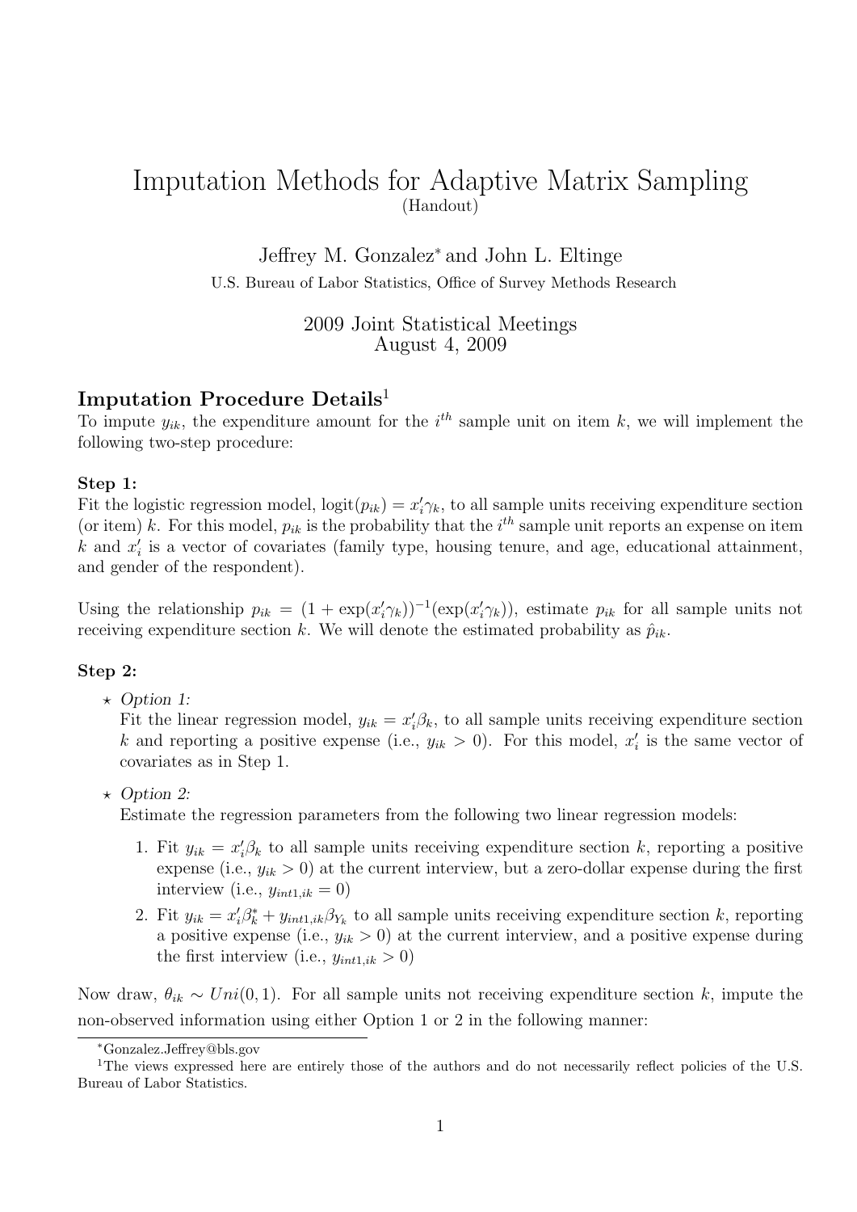# Imputation Methods for Adaptive Matrix Sampling

(Handout)

Jeffrey M. Gonzalez[*] and John L. Eltinge

U.S. Bureau of Labor Statistics, Office of Survey Methods Research

2009 Joint Statistical Meetings
August 4, 2009

## Imputation Procedure Details[1]

To impute $y_{ik}$, the expenditure amount for the $i^{th}$ sample unit on item $k$, we will implement the following two-step procedure:

### Step 1:

Fit the logistic regression model, $\text{logit}(p_{ik}) = x_i' \gamma_k$, to all sample units receiving expenditure section (or item) $k$. For this model, $p_{ik}$ is the probability that the $i^{th}$ sample unit reports an expense on item $k$ and $x_i'$ is a vector of covariates (family type, housing tenure, and age, educational attainment, and gender of the respondent).

Using the relationship $p_{ik} = (1 + \exp(x_i' \gamma_k))^{-1}(\exp(x_i' \gamma_k))$, estimate $p_{ik}$ for all sample units not receiving expenditure section $k$. We will denote the estimated probability as $\hat{p}_{ik}$.

### Step 2:

- *Option 1:*
  Fit the linear regression model, $y_{ik} = x_i' \beta_k$, to all sample units receiving expenditure section $k$ and reporting a positive expense (i.e., $y_{ik} > 0$). For this model, $x_i'$ is the same vector of covariates as in Step 1.

- *Option 2:*
  Estimate the regression parameters from the following two linear regression models:

  1. Fit $y_{ik} = x_i' \beta_k$ to all sample units receiving expenditure section $k$, reporting a positive expense (i.e., $y_{ik} > 0$) at the current interview, but a zero-dollar expense during the first interview (i.e., $y_{int1,ik} = 0$)
  2. Fit $y_{ik} = x_i' \beta_k^* + y_{int1,ik} \beta_{Y_k}$ to all sample units receiving expenditure section $k$, reporting a positive expense (i.e., $y_{ik} > 0$) at the current interview, and a positive expense during the first interview (i.e., $y_{int1,ik} > 0$)

Now draw, $\theta_{ik} \sim Uni(0, 1)$. For all sample units not receiving expenditure section $k$, impute the non-observed information using either Option 1 or 2 in the following manner:

[*] Gonzalez.Jeffrey@bls.gov

[1] The views expressed here are entirely those of the authors and do not necessarily reflect policies of the U.S. Bureau of Labor Statistics.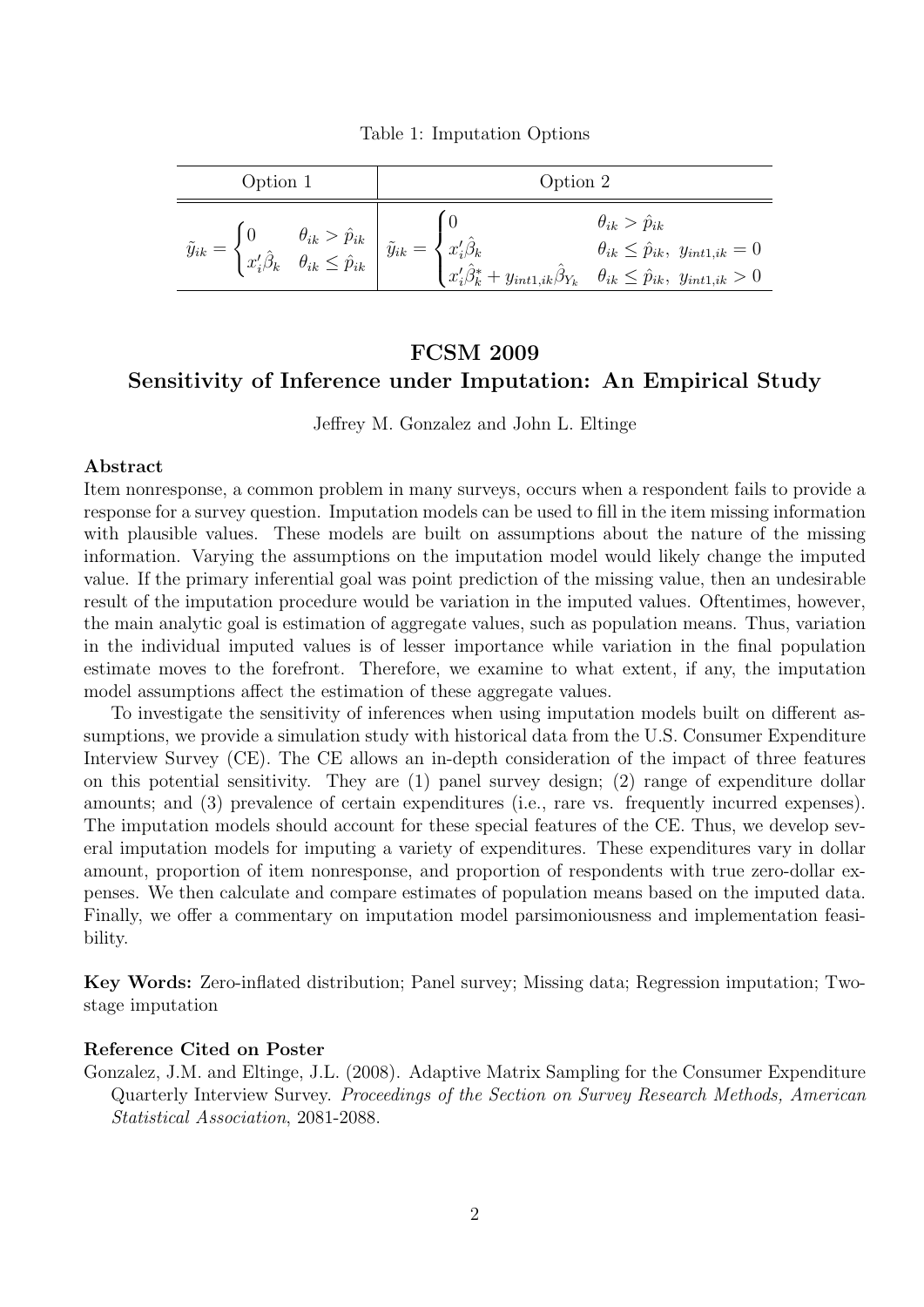Table 1: Imputation Options

| Option 1 | Option 2 |
|---|---|
| $\tilde{y}_{ik} = \begin{cases} 0 & \theta_{ik} > \hat{p}_{ik} \\ x_i'\hat{\beta}_k & \theta_{ik} \leq \hat{p}_{ik} \end{cases}$ | $\tilde{y}_{ik} = \begin{cases} 0 & \theta_{ik} > \hat{p}_{ik} \\ x_i'\hat{\beta}_k & \theta_{ik} \leq \hat{p}_{ik},\ y_{int1,ik} = 0 \\ x_i'\hat{\beta}_k^* + y_{int1,ik}\hat{\beta}_{Y_k} & \theta_{ik} \leq \hat{p}_{ik},\ y_{int1,ik} > 0 \end{cases}$ |

# FCSM 2009
# Sensitivity of Inference under Imputation: An Empirical Study

Jeffrey M. Gonzalez and John L. Eltinge

### Abstract

Item nonresponse, a common problem in many surveys, occurs when a respondent fails to provide a response for a survey question. Imputation models can be used to fill in the item missing information with plausible values. These models are built on assumptions about the nature of the missing information. Varying the assumptions on the imputation model would likely change the imputed value. If the primary inferential goal was point prediction of the missing value, then an undesirable result of the imputation procedure would be variation in the imputed values. Oftentimes, however, the main analytic goal is estimation of aggregate values, such as population means. Thus, variation in the individual imputed values is of lesser importance while variation in the final population estimate moves to the forefront. Therefore, we examine to what extent, if any, the imputation model assumptions affect the estimation of these aggregate values.

To investigate the sensitivity of inferences when using imputation models built on different assumptions, we provide a simulation study with historical data from the U.S. Consumer Expenditure Interview Survey (CE). The CE allows an in-depth consideration of the impact of three features on this potential sensitivity. They are (1) panel survey design; (2) range of expenditure dollar amounts; and (3) prevalence of certain expenditures (i.e., rare vs. frequently incurred expenses). The imputation models should account for these special features of the CE. Thus, we develop several imputation models for imputing a variety of expenditures. These expenditures vary in dollar amount, proportion of item nonresponse, and proportion of respondents with true zero-dollar expenses. We then calculate and compare estimates of population means based on the imputed data. Finally, we offer a commentary on imputation model parsimoniousness and implementation feasibility.

**Key Words:** Zero-inflated distribution; Panel survey; Missing data; Regression imputation; Two-stage imputation

### Reference Cited on Poster

Gonzalez, J.M. and Eltinge, J.L. (2008). Adaptive Matrix Sampling for the Consumer Expenditure Quarterly Interview Survey. *Proceedings of the Section on Survey Research Methods, American Statistical Association*, 2081-2088.